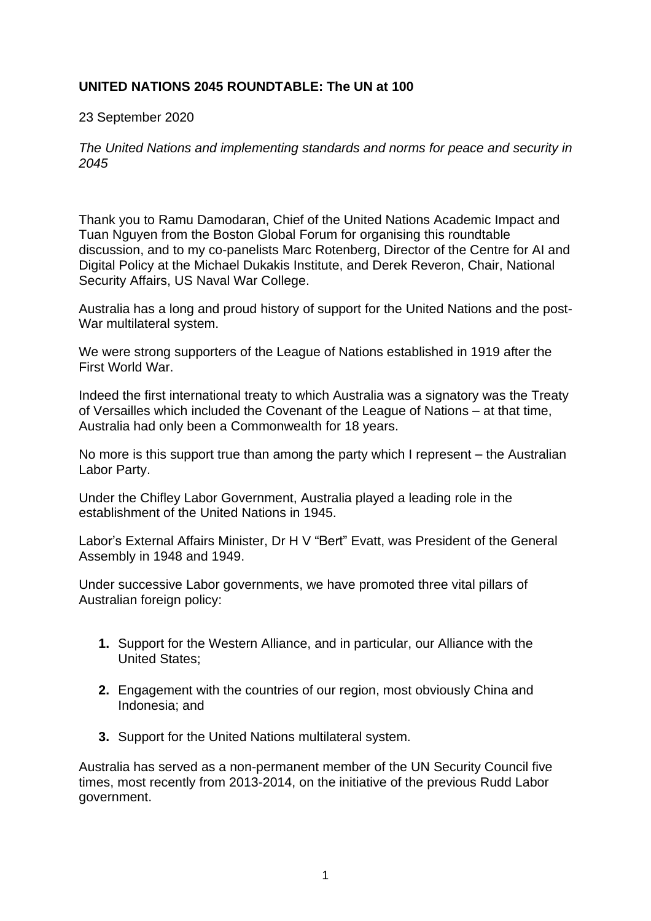**UNITED NATIONS 2045 ROUNDTABLE: The UN at 100**

23 September 2020

*The United Nations and implementing standards and norms for peace and security in 2045*

Thank you to Ramu Damodaran, Chief of the United Nations Academic Impact and Tuan Nguyen from the Boston Global Forum for organising this roundtable discussion, and to my co-panelists Marc Rotenberg, Director of the Centre for AI and Digital Policy at the Michael Dukakis Institute, and Derek Reveron, Chair, National Security Affairs, US Naval War College.

Australia has a long and proud history of support for the United Nations and the post-War multilateral system.

We were strong supporters of the League of Nations established in 1919 after the First World War.

Indeed the first international treaty to which Australia was a signatory was the Treaty of Versailles which included the Covenant of the League of Nations – at that time, Australia had only been a Commonwealth for 18 years.

No more is this support true than among the party which I represent – the Australian Labor Party.

Under the Chifley Labor Government, Australia played a leading role in the establishment of the United Nations in 1945.

Labor's External Affairs Minister, Dr H V "Bert" Evatt, was President of the General Assembly in 1948 and 1949.

Under successive Labor governments, we have promoted three vital pillars of Australian foreign policy:

1. Support for the Western Alliance, and in particular, our Alliance with the United States;
2. Engagement with the countries of our region, most obviously China and Indonesia; and
3. Support for the United Nations multilateral system.

Australia has served as a non-permanent member of the UN Security Council five times, most recently from 2013-2014, on the initiative of the previous Rudd Labor government.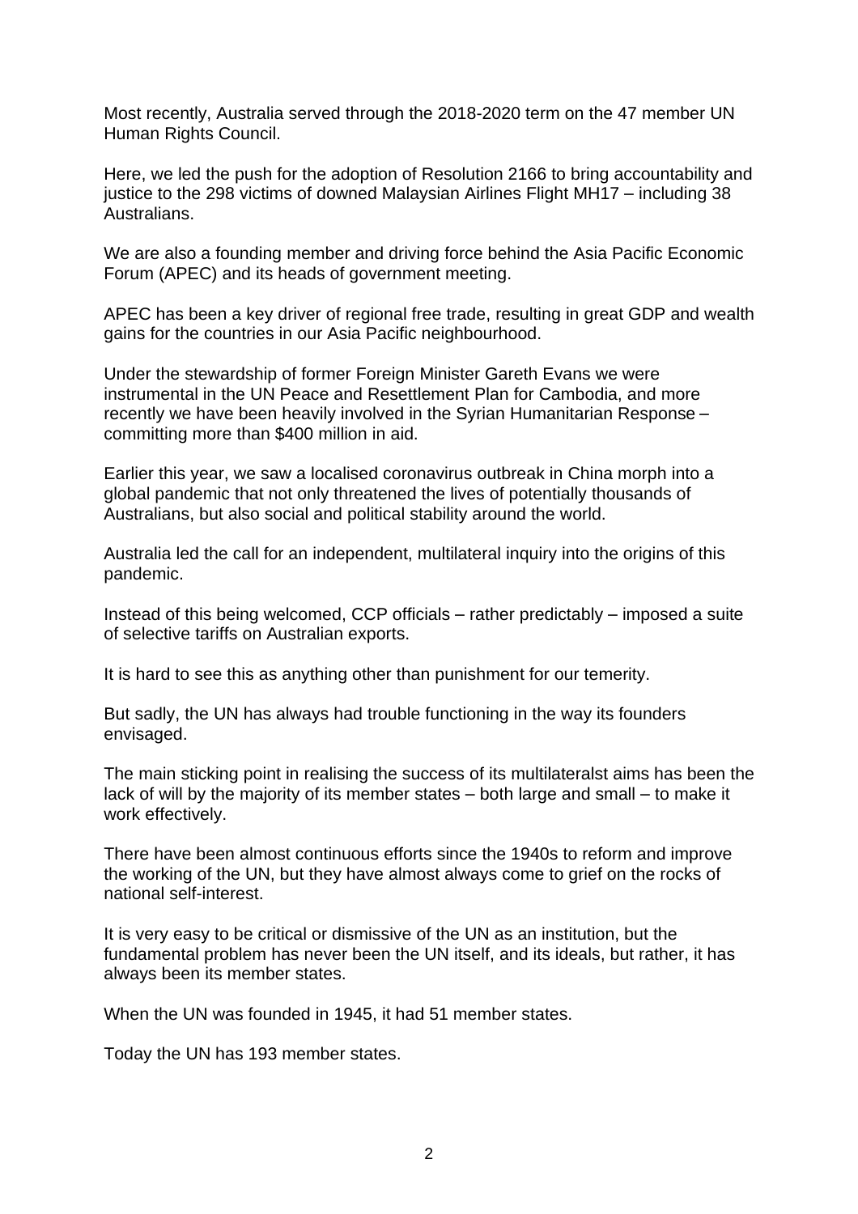Most recently, Australia served through the 2018-2020 term on the 47 member UN Human Rights Council.

Here, we led the push for the adoption of Resolution 2166 to bring accountability and justice to the 298 victims of downed Malaysian Airlines Flight MH17 – including 38 Australians.

We are also a founding member and driving force behind the Asia Pacific Economic Forum (APEC) and its heads of government meeting.

APEC has been a key driver of regional free trade, resulting in great GDP and wealth gains for the countries in our Asia Pacific neighbourhood.

Under the stewardship of former Foreign Minister Gareth Evans we were instrumental in the UN Peace and Resettlement Plan for Cambodia, and more recently we have been heavily involved in the Syrian Humanitarian Response – committing more than $400 million in aid.

Earlier this year, we saw a localised coronavirus outbreak in China morph into a global pandemic that not only threatened the lives of potentially thousands of Australians, but also social and political stability around the world.

Australia led the call for an independent, multilateral inquiry into the origins of this pandemic.

Instead of this being welcomed, CCP officials – rather predictably – imposed a suite of selective tariffs on Australian exports.

It is hard to see this as anything other than punishment for our temerity.

But sadly, the UN has always had trouble functioning in the way its founders envisaged.

The main sticking point in realising the success of its multilateralst aims has been the lack of will by the majority of its member states – both large and small – to make it work effectively.

There have been almost continuous efforts since the 1940s to reform and improve the working of the UN, but they have almost always come to grief on the rocks of national self-interest.

It is very easy to be critical or dismissive of the UN as an institution, but the fundamental problem has never been the UN itself, and its ideals, but rather, it has always been its member states.

When the UN was founded in 1945, it had 51 member states.

Today the UN has 193 member states.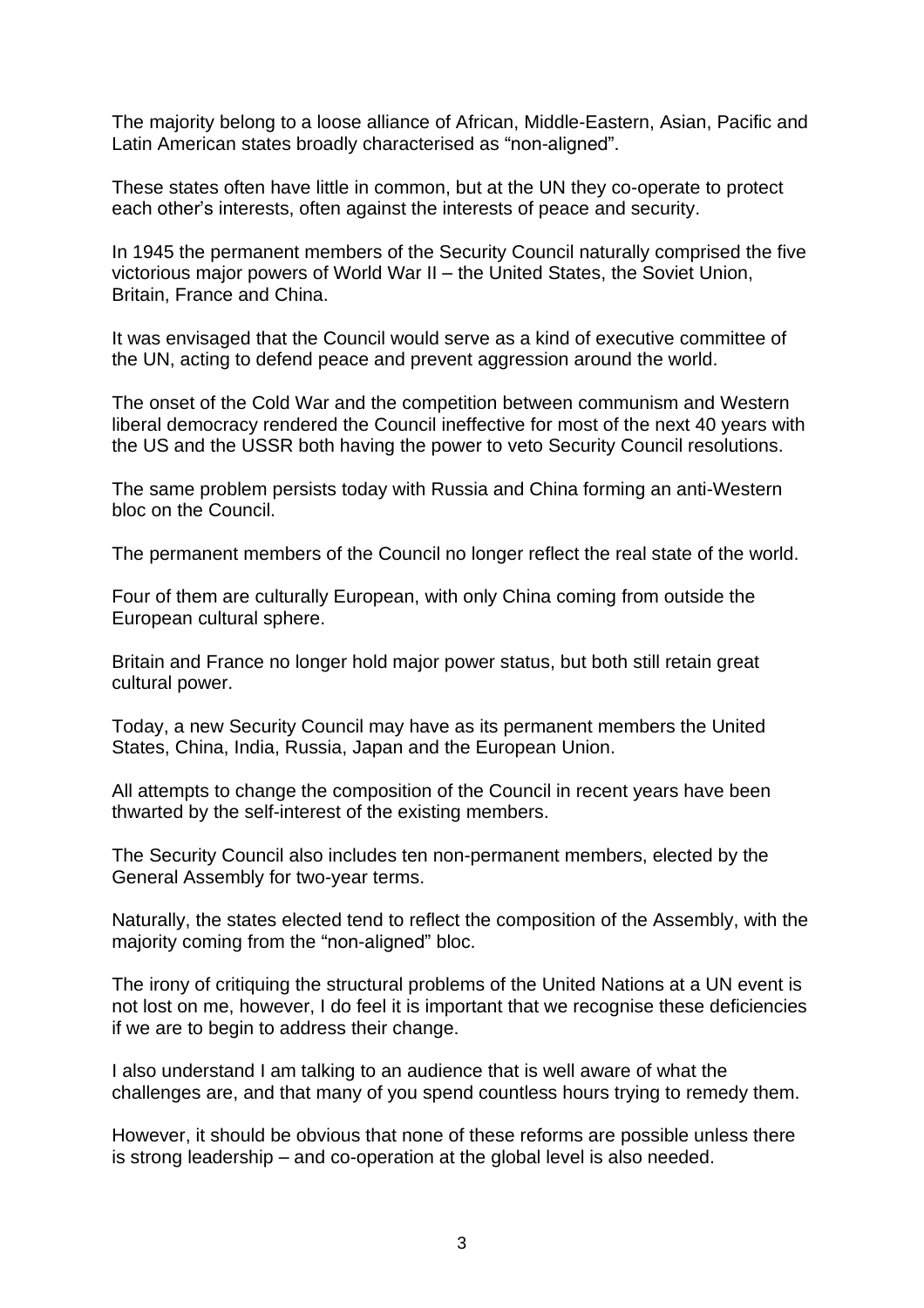The majority belong to a loose alliance of African, Middle-Eastern, Asian, Pacific and Latin American states broadly characterised as "non-aligned".

These states often have little in common, but at the UN they co-operate to protect each other's interests, often against the interests of peace and security.

In 1945 the permanent members of the Security Council naturally comprised the five victorious major powers of World War II – the United States, the Soviet Union, Britain, France and China.

It was envisaged that the Council would serve as a kind of executive committee of the UN, acting to defend peace and prevent aggression around the world.

The onset of the Cold War and the competition between communism and Western liberal democracy rendered the Council ineffective for most of the next 40 years with the US and the USSR both having the power to veto Security Council resolutions.

The same problem persists today with Russia and China forming an anti-Western bloc on the Council.

The permanent members of the Council no longer reflect the real state of the world.

Four of them are culturally European, with only China coming from outside the European cultural sphere.

Britain and France no longer hold major power status, but both still retain great cultural power.

Today, a new Security Council may have as its permanent members the United States, China, India, Russia, Japan and the European Union.

All attempts to change the composition of the Council in recent years have been thwarted by the self-interest of the existing members.

The Security Council also includes ten non-permanent members, elected by the General Assembly for two-year terms.

Naturally, the states elected tend to reflect the composition of the Assembly, with the majority coming from the "non-aligned" bloc.

The irony of critiquing the structural problems of the United Nations at a UN event is not lost on me, however, I do feel it is important that we recognise these deficiencies if we are to begin to address their change.

I also understand I am talking to an audience that is well aware of what the challenges are, and that many of you spend countless hours trying to remedy them.

However, it should be obvious that none of these reforms are possible unless there is strong leadership – and co-operation at the global level is also needed.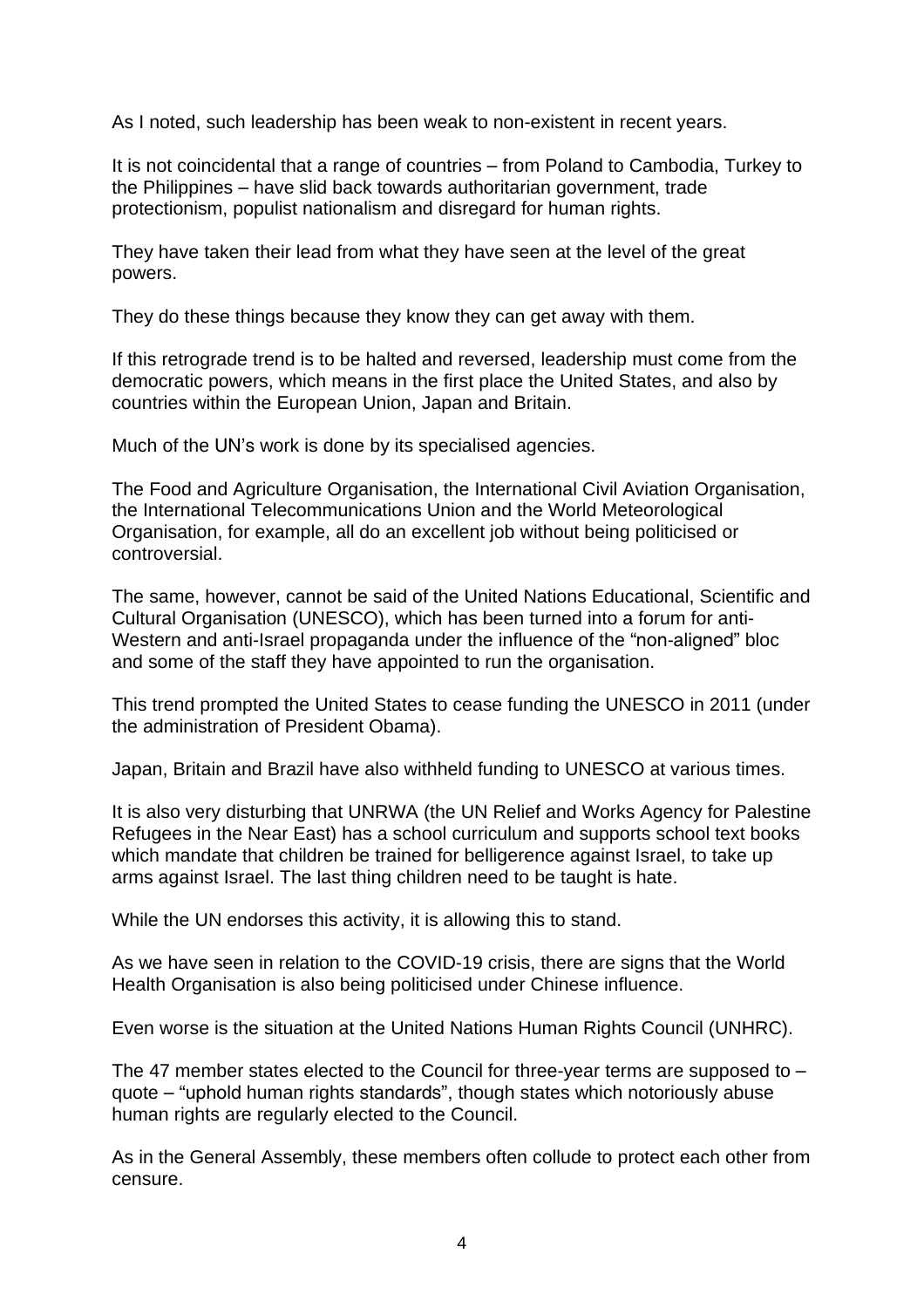As I noted, such leadership has been weak to non-existent in recent years.

It is not coincidental that a range of countries – from Poland to Cambodia, Turkey to the Philippines – have slid back towards authoritarian government, trade protectionism, populist nationalism and disregard for human rights.

They have taken their lead from what they have seen at the level of the great powers.

They do these things because they know they can get away with them.

If this retrograde trend is to be halted and reversed, leadership must come from the democratic powers, which means in the first place the United States, and also by countries within the European Union, Japan and Britain.

Much of the UN's work is done by its specialised agencies.

The Food and Agriculture Organisation, the International Civil Aviation Organisation, the International Telecommunications Union and the World Meteorological Organisation, for example, all do an excellent job without being politicised or controversial.

The same, however, cannot be said of the United Nations Educational, Scientific and Cultural Organisation (UNESCO), which has been turned into a forum for anti-Western and anti-Israel propaganda under the influence of the "non-aligned" bloc and some of the staff they have appointed to run the organisation.

This trend prompted the United States to cease funding the UNESCO in 2011 (under the administration of President Obama).

Japan, Britain and Brazil have also withheld funding to UNESCO at various times.

It is also very disturbing that UNRWA (the UN Relief and Works Agency for Palestine Refugees in the Near East) has a school curriculum and supports school text books which mandate that children be trained for belligerence against Israel, to take up arms against Israel. The last thing children need to be taught is hate.

While the UN endorses this activity, it is allowing this to stand.

As we have seen in relation to the COVID-19 crisis, there are signs that the World Health Organisation is also being politicised under Chinese influence.

Even worse is the situation at the United Nations Human Rights Council (UNHRC).

The 47 member states elected to the Council for three-year terms are supposed to – quote – "uphold human rights standards", though states which notoriously abuse human rights are regularly elected to the Council.

As in the General Assembly, these members often collude to protect each other from censure.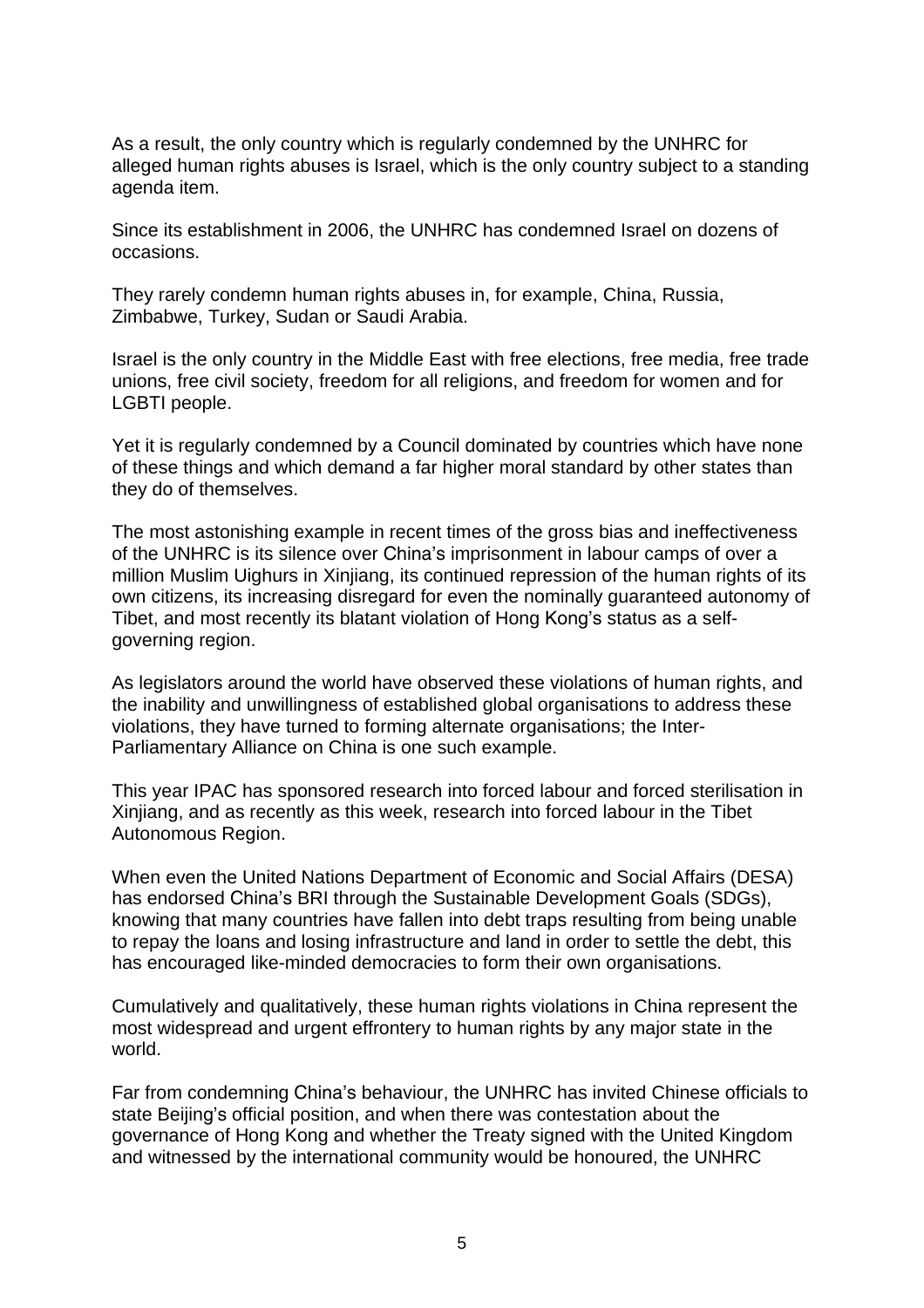As a result, the only country which is regularly condemned by the UNHRC for alleged human rights abuses is Israel, which is the only country subject to a standing agenda item.

Since its establishment in 2006, the UNHRC has condemned Israel on dozens of occasions.

They rarely condemn human rights abuses in, for example, China, Russia, Zimbabwe, Turkey, Sudan or Saudi Arabia.

Israel is the only country in the Middle East with free elections, free media, free trade unions, free civil society, freedom for all religions, and freedom for women and for LGBTI people.

Yet it is regularly condemned by a Council dominated by countries which have none of these things and which demand a far higher moral standard by other states than they do of themselves.

The most astonishing example in recent times of the gross bias and ineffectiveness of the UNHRC is its silence over China's imprisonment in labour camps of over a million Muslim Uighurs in Xinjiang, its continued repression of the human rights of its own citizens, its increasing disregard for even the nominally guaranteed autonomy of Tibet, and most recently its blatant violation of Hong Kong's status as a self-governing region.

As legislators around the world have observed these violations of human rights, and the inability and unwillingness of established global organisations to address these violations, they have turned to forming alternate organisations; the Inter-Parliamentary Alliance on China is one such example.

This year IPAC has sponsored research into forced labour and forced sterilisation in Xinjiang, and as recently as this week, research into forced labour in the Tibet Autonomous Region.

When even the United Nations Department of Economic and Social Affairs (DESA) has endorsed China's BRI through the Sustainable Development Goals (SDGs), knowing that many countries have fallen into debt traps resulting from being unable to repay the loans and losing infrastructure and land in order to settle the debt, this has encouraged like-minded democracies to form their own organisations.

Cumulatively and qualitatively, these human rights violations in China represent the most widespread and urgent effrontery to human rights by any major state in the world.

Far from condemning China's behaviour, the UNHRC has invited Chinese officials to state Beijing's official position, and when there was contestation about the governance of Hong Kong and whether the Treaty signed with the United Kingdom and witnessed by the international community would be honoured, the UNHRC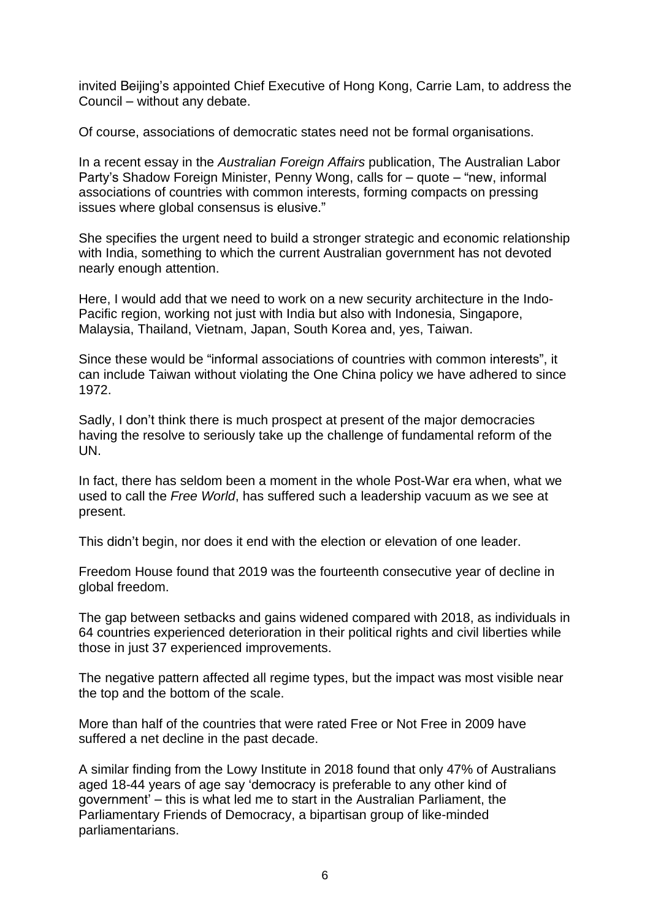invited Beijing's appointed Chief Executive of Hong Kong, Carrie Lam, to address the Council – without any debate.

Of course, associations of democratic states need not be formal organisations.

In a recent essay in the *Australian Foreign Affairs* publication, The Australian Labor Party's Shadow Foreign Minister, Penny Wong, calls for – quote – "new, informal associations of countries with common interests, forming compacts on pressing issues where global consensus is elusive."

She specifies the urgent need to build a stronger strategic and economic relationship with India, something to which the current Australian government has not devoted nearly enough attention.

Here, I would add that we need to work on a new security architecture in the Indo-Pacific region, working not just with India but also with Indonesia, Singapore, Malaysia, Thailand, Vietnam, Japan, South Korea and, yes, Taiwan.

Since these would be "informal associations of countries with common interests", it can include Taiwan without violating the One China policy we have adhered to since 1972.

Sadly, I don't think there is much prospect at present of the major democracies having the resolve to seriously take up the challenge of fundamental reform of the UN.

In fact, there has seldom been a moment in the whole Post-War era when, what we used to call the *Free World*, has suffered such a leadership vacuum as we see at present.

This didn't begin, nor does it end with the election or elevation of one leader.

Freedom House found that 2019 was the fourteenth consecutive year of decline in global freedom.

The gap between setbacks and gains widened compared with 2018, as individuals in 64 countries experienced deterioration in their political rights and civil liberties while those in just 37 experienced improvements.

The negative pattern affected all regime types, but the impact was most visible near the top and the bottom of the scale.

More than half of the countries that were rated Free or Not Free in 2009 have suffered a net decline in the past decade.

A similar finding from the Lowy Institute in 2018 found that only 47% of Australians aged 18-44 years of age say 'democracy is preferable to any other kind of government' – this is what led me to start in the Australian Parliament, the Parliamentary Friends of Democracy, a bipartisan group of like-minded parliamentarians.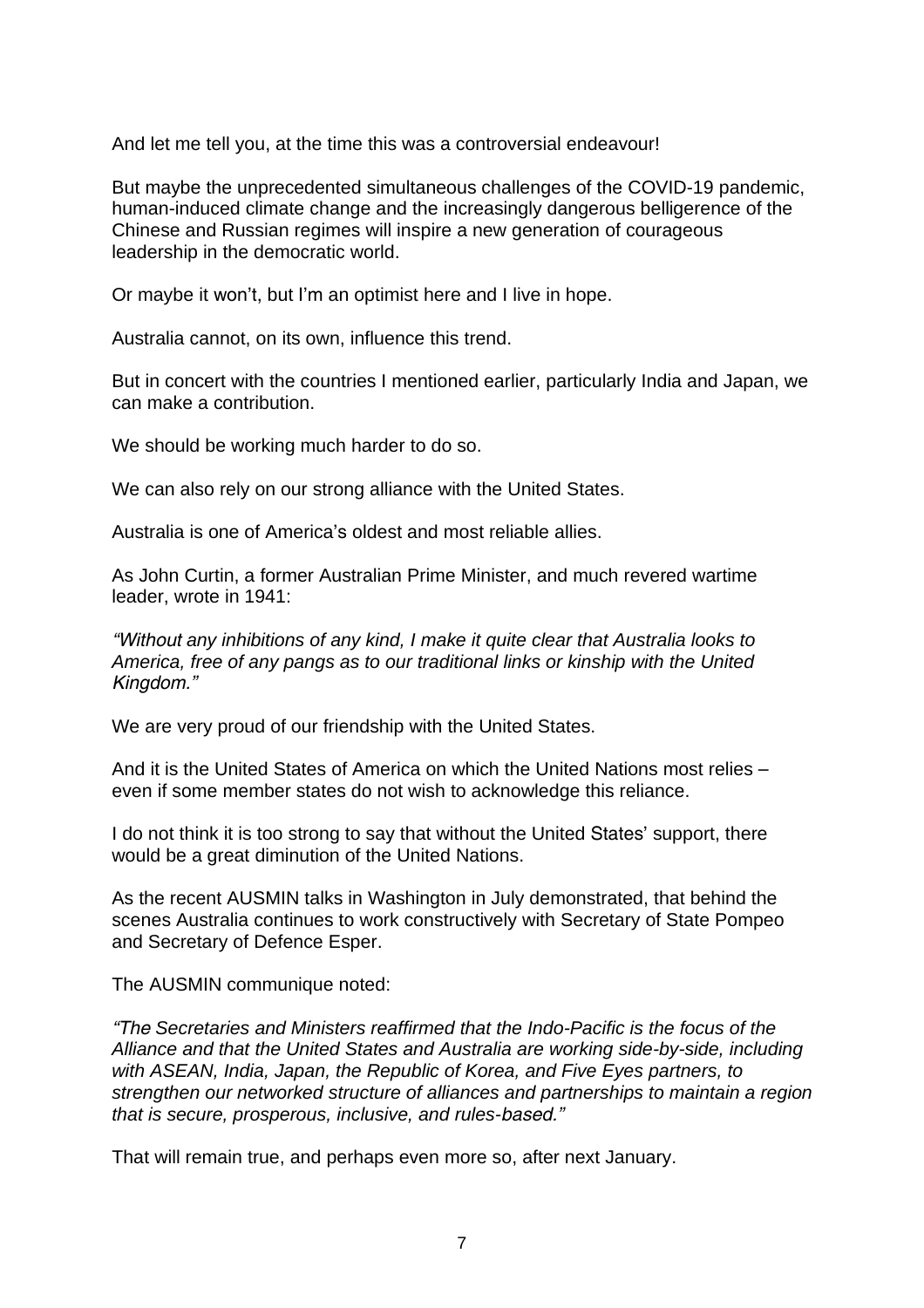And let me tell you, at the time this was a controversial endeavour!

But maybe the unprecedented simultaneous challenges of the COVID-19 pandemic, human-induced climate change and the increasingly dangerous belligerence of the Chinese and Russian regimes will inspire a new generation of courageous leadership in the democratic world.

Or maybe it won't, but I'm an optimist here and I live in hope.

Australia cannot, on its own, influence this trend.

But in concert with the countries I mentioned earlier, particularly India and Japan, we can make a contribution.

We should be working much harder to do so.

We can also rely on our strong alliance with the United States.

Australia is one of America's oldest and most reliable allies.

As John Curtin, a former Australian Prime Minister, and much revered wartime leader, wrote in 1941:

*"Without any inhibitions of any kind, I make it quite clear that Australia looks to America, free of any pangs as to our traditional links or kinship with the United Kingdom."*

We are very proud of our friendship with the United States.

And it is the United States of America on which the United Nations most relies – even if some member states do not wish to acknowledge this reliance.

I do not think it is too strong to say that without the United States' support, there would be a great diminution of the United Nations.

As the recent AUSMIN talks in Washington in July demonstrated, that behind the scenes Australia continues to work constructively with Secretary of State Pompeo and Secretary of Defence Esper.

The AUSMIN communique noted:

*"The Secretaries and Ministers reaffirmed that the Indo-Pacific is the focus of the Alliance and that the United States and Australia are working side-by-side, including with ASEAN, India, Japan, the Republic of Korea, and Five Eyes partners, to strengthen our networked structure of alliances and partnerships to maintain a region that is secure, prosperous, inclusive, and rules-based."*

That will remain true, and perhaps even more so, after next January.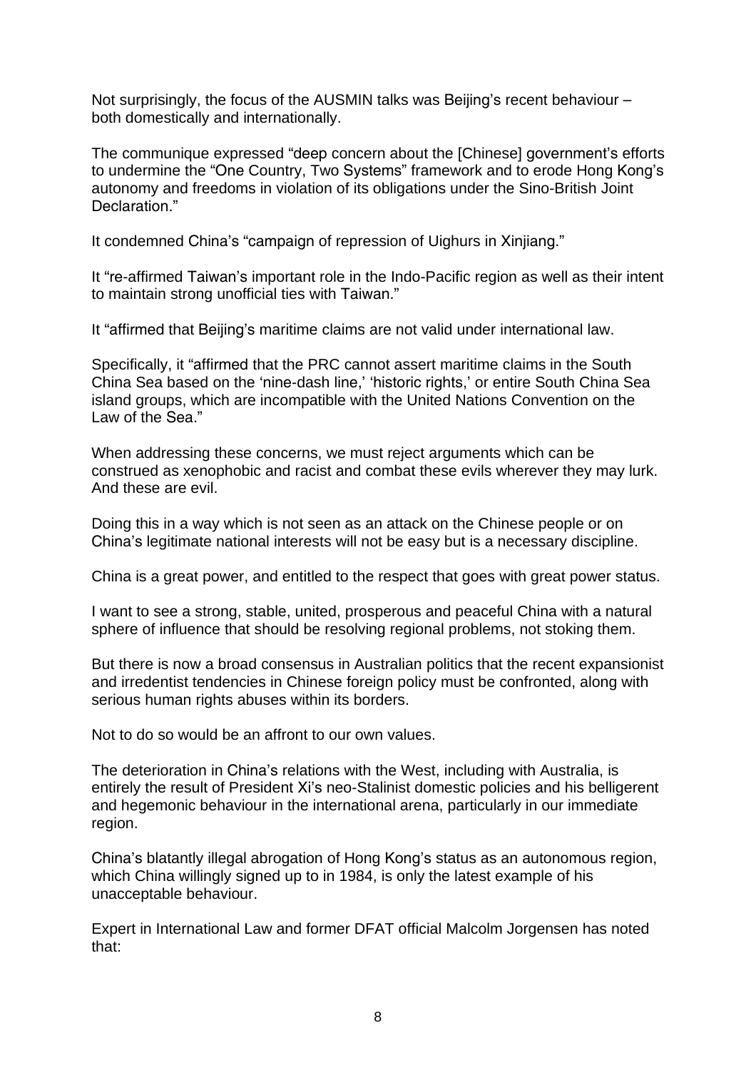Not surprisingly, the focus of the AUSMIN talks was Beijing's recent behaviour – both domestically and internationally.

The communique expressed "deep concern about the [Chinese] government's efforts to undermine the "One Country, Two Systems" framework and to erode Hong Kong's autonomy and freedoms in violation of its obligations under the Sino-British Joint Declaration."

It condemned China's "campaign of repression of Uighurs in Xinjiang."

It "re-affirmed Taiwan's important role in the Indo-Pacific region as well as their intent to maintain strong unofficial ties with Taiwan."

It "affirmed that Beijing's maritime claims are not valid under international law.

Specifically, it "affirmed that the PRC cannot assert maritime claims in the South China Sea based on the 'nine-dash line,' 'historic rights,' or entire South China Sea island groups, which are incompatible with the United Nations Convention on the Law of the Sea."

When addressing these concerns, we must reject arguments which can be construed as xenophobic and racist and combat these evils wherever they may lurk. And these are evil.

Doing this in a way which is not seen as an attack on the Chinese people or on China's legitimate national interests will not be easy but is a necessary discipline.

China is a great power, and entitled to the respect that goes with great power status.

I want to see a strong, stable, united, prosperous and peaceful China with a natural sphere of influence that should be resolving regional problems, not stoking them.

But there is now a broad consensus in Australian politics that the recent expansionist and irredentist tendencies in Chinese foreign policy must be confronted, along with serious human rights abuses within its borders.

Not to do so would be an affront to our own values.

The deterioration in China's relations with the West, including with Australia, is entirely the result of President Xi's neo-Stalinist domestic policies and his belligerent and hegemonic behaviour in the international arena, particularly in our immediate region.

China's blatantly illegal abrogation of Hong Kong's status as an autonomous region, which China willingly signed up to in 1984, is only the latest example of his unacceptable behaviour.

Expert in International Law and former DFAT official Malcolm Jorgensen has noted that: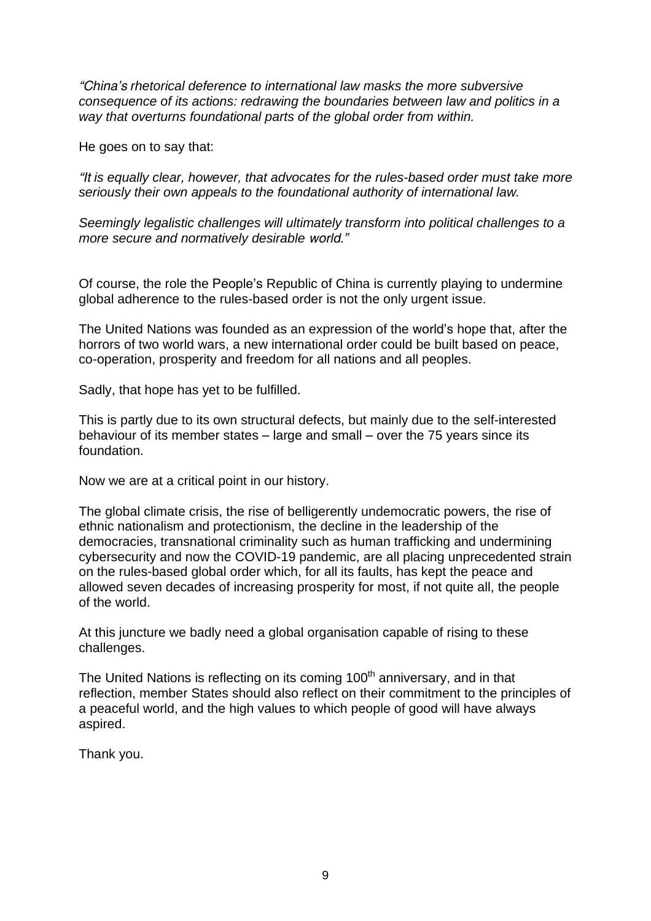*"China's rhetorical deference to international law masks the more subversive consequence of its actions: redrawing the boundaries between law and politics in a way that overturns foundational parts of the global order from within.*

He goes on to say that:

*"It is equally clear, however, that advocates for the rules-based order must take more seriously their own appeals to the foundational authority of international law.*

*Seemingly legalistic challenges will ultimately transform into political challenges to a more secure and normatively desirable world."*

Of course, the role the People's Republic of China is currently playing to undermine global adherence to the rules-based order is not the only urgent issue.

The United Nations was founded as an expression of the world's hope that, after the horrors of two world wars, a new international order could be built based on peace, co-operation, prosperity and freedom for all nations and all peoples.

Sadly, that hope has yet to be fulfilled.

This is partly due to its own structural defects, but mainly due to the self-interested behaviour of its member states – large and small – over the 75 years since its foundation.

Now we are at a critical point in our history.

The global climate crisis, the rise of belligerently undemocratic powers, the rise of ethnic nationalism and protectionism, the decline in the leadership of the democracies, transnational criminality such as human trafficking and undermining cybersecurity and now the COVID-19 pandemic, are all placing unprecedented strain on the rules-based global order which, for all its faults, has kept the peace and allowed seven decades of increasing prosperity for most, if not quite all, the people of the world.

At this juncture we badly need a global organisation capable of rising to these challenges.

The United Nations is reflecting on its coming 100th anniversary, and in that reflection, member States should also reflect on their commitment to the principles of a peaceful world, and the high values to which people of good will have always aspired.

Thank you.